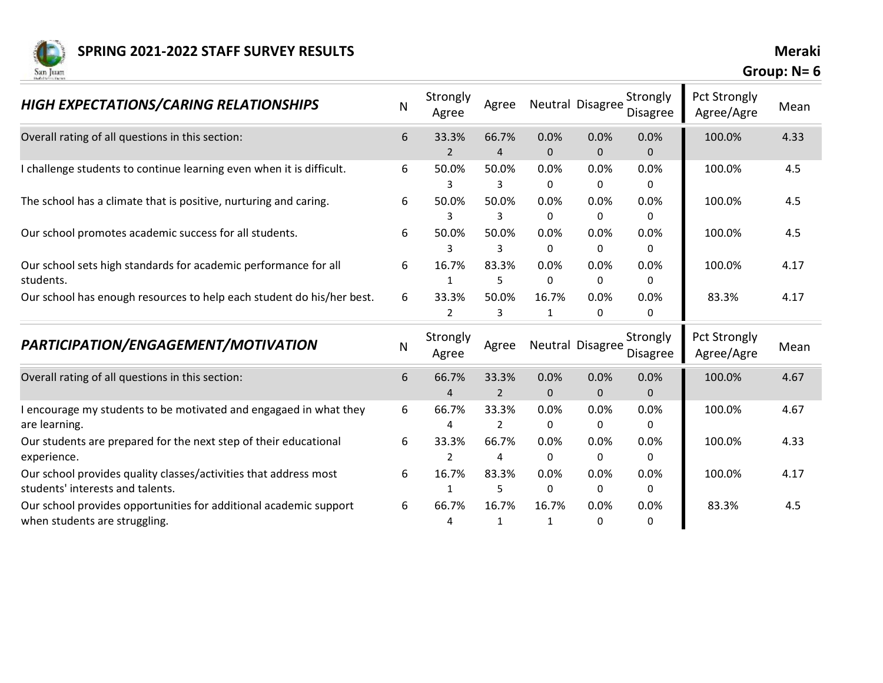# SPRING 2021-2022 STAFF SURVEY RESULTS

**Meraki**
**Group: N= 6**

| *HIGH EXPECTATIONS/CARING RELATIONSHIPS* | N | Strongly Agree | Agree | Neutral | Disagree | Strongly Disagree | Pct Strongly Agree/Agre | Mean |
|---|---|---|---|---|---|---|---|---|
| Overall rating of all questions in this section: | 6 | 33.3% 2 | 66.7% 4 | 0.0% 0 | 0.0% 0 | 0.0% 0 | 100.0% | 4.33 |
| I challenge students to continue learning even when it is difficult. | 6 | 50.0% 3 | 50.0% 3 | 0.0% 0 | 0.0% 0 | 0.0% 0 | 100.0% | 4.5 |
| The school has a climate that is positive, nurturing and caring. | 6 | 50.0% 3 | 50.0% 3 | 0.0% 0 | 0.0% 0 | 0.0% 0 | 100.0% | 4.5 |
| Our school promotes academic success for all students. | 6 | 50.0% 3 | 50.0% 3 | 0.0% 0 | 0.0% 0 | 0.0% 0 | 100.0% | 4.5 |
| Our school sets high standards for academic performance for all students. | 6 | 16.7% 1 | 83.3% 5 | 0.0% 0 | 0.0% 0 | 0.0% 0 | 100.0% | 4.17 |
| Our school has enough resources to help each student do his/her best. | 6 | 33.3% 2 | 50.0% 3 | 16.7% 1 | 0.0% 0 | 0.0% 0 | 83.3% | 4.17 |

| *PARTICIPATION/ENGAGEMENT/MOTIVATION* | N | Strongly Agree | Agree | Neutral | Disagree | Strongly Disagree | Pct Strongly Agree/Agre | Mean |
|---|---|---|---|---|---|---|---|---|
| Overall rating of all questions in this section: | 6 | 66.7% 4 | 33.3% 2 | 0.0% 0 | 0.0% 0 | 0.0% 0 | 100.0% | 4.67 |
| I encourage my students to be motivated and engagaed in what they are learning. | 6 | 66.7% 4 | 33.3% 2 | 0.0% 0 | 0.0% 0 | 0.0% 0 | 100.0% | 4.67 |
| Our students are prepared for the next step of their educational experience. | 6 | 33.3% 2 | 66.7% 4 | 0.0% 0 | 0.0% 0 | 0.0% 0 | 100.0% | 4.33 |
| Our school provides quality classes/activities that address most students' interests and talents. | 6 | 16.7% 1 | 83.3% 5 | 0.0% 0 | 0.0% 0 | 0.0% 0 | 100.0% | 4.17 |
| Our school provides opportunities for additional academic support when students are struggling. | 6 | 66.7% 4 | 16.7% 1 | 16.7% 1 | 0.0% 0 | 0.0% 0 | 83.3% | 4.5 |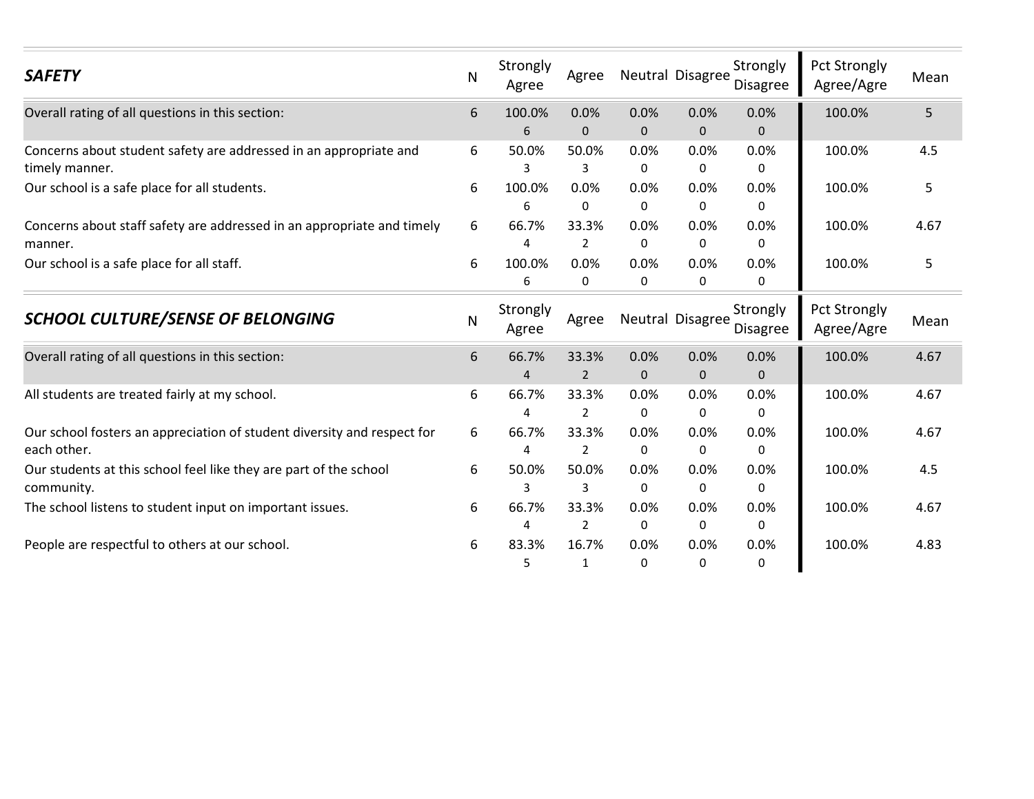| ***SAFETY*** | N | Strongly Agree | Agree | Neutral | Disagree | Strongly Disagree | Pct Strongly Agree/Agre | Mean |
|---|---|---|---|---|---|---|---|---|
| Overall rating of all questions in this section: | 6 | 100.0%<br>6 | 0.0%<br>0 | 0.0%<br>0 | 0.0%<br>0 | 0.0%<br>0 | 100.0% | 5 |
| Concerns about student safety are addressed in an appropriate and timely manner. | 6 | 50.0%<br>3 | 50.0%<br>3 | 0.0%<br>0 | 0.0%<br>0 | 0.0%<br>0 | 100.0% | 4.5 |
| Our school is a safe place for all students. | 6 | 100.0%<br>6 | 0.0%<br>0 | 0.0%<br>0 | 0.0%<br>0 | 0.0%<br>0 | 100.0% | 5 |
| Concerns about staff safety are addressed in an appropriate and timely manner. | 6 | 66.7%<br>4 | 33.3%<br>2 | 0.0%<br>0 | 0.0%<br>0 | 0.0%<br>0 | 100.0% | 4.67 |
| Our school is a safe place for all staff. | 6 | 100.0%<br>6 | 0.0%<br>0 | 0.0%<br>0 | 0.0%<br>0 | 0.0%<br>0 | 100.0% | 5 |

| ***SCHOOL CULTURE/SENSE OF BELONGING*** | N | Strongly Agree | Agree | Neutral | Disagree | Strongly Disagree | Pct Strongly Agree/Agre | Mean |
|---|---|---|---|---|---|---|---|---|
| Overall rating of all questions in this section: | 6 | 66.7%<br>4 | 33.3%<br>2 | 0.0%<br>0 | 0.0%<br>0 | 0.0%<br>0 | 100.0% | 4.67 |
| All students are treated fairly at my school. | 6 | 66.7%<br>4 | 33.3%<br>2 | 0.0%<br>0 | 0.0%<br>0 | 0.0%<br>0 | 100.0% | 4.67 |
| Our school fosters an appreciation of student diversity and respect for each other. | 6 | 66.7%<br>4 | 33.3%<br>2 | 0.0%<br>0 | 0.0%<br>0 | 0.0%<br>0 | 100.0% | 4.67 |
| Our students at this school feel like they are part of the school community. | 6 | 50.0%<br>3 | 50.0%<br>3 | 0.0%<br>0 | 0.0%<br>0 | 0.0%<br>0 | 100.0% | 4.5 |
| The school listens to student input on important issues. | 6 | 66.7%<br>4 | 33.3%<br>2 | 0.0%<br>0 | 0.0%<br>0 | 0.0%<br>0 | 100.0% | 4.67 |
| People are respectful to others at our school. | 6 | 83.3%<br>5 | 16.7%<br>1 | 0.0%<br>0 | 0.0%<br>0 | 0.0%<br>0 | 100.0% | 4.83 |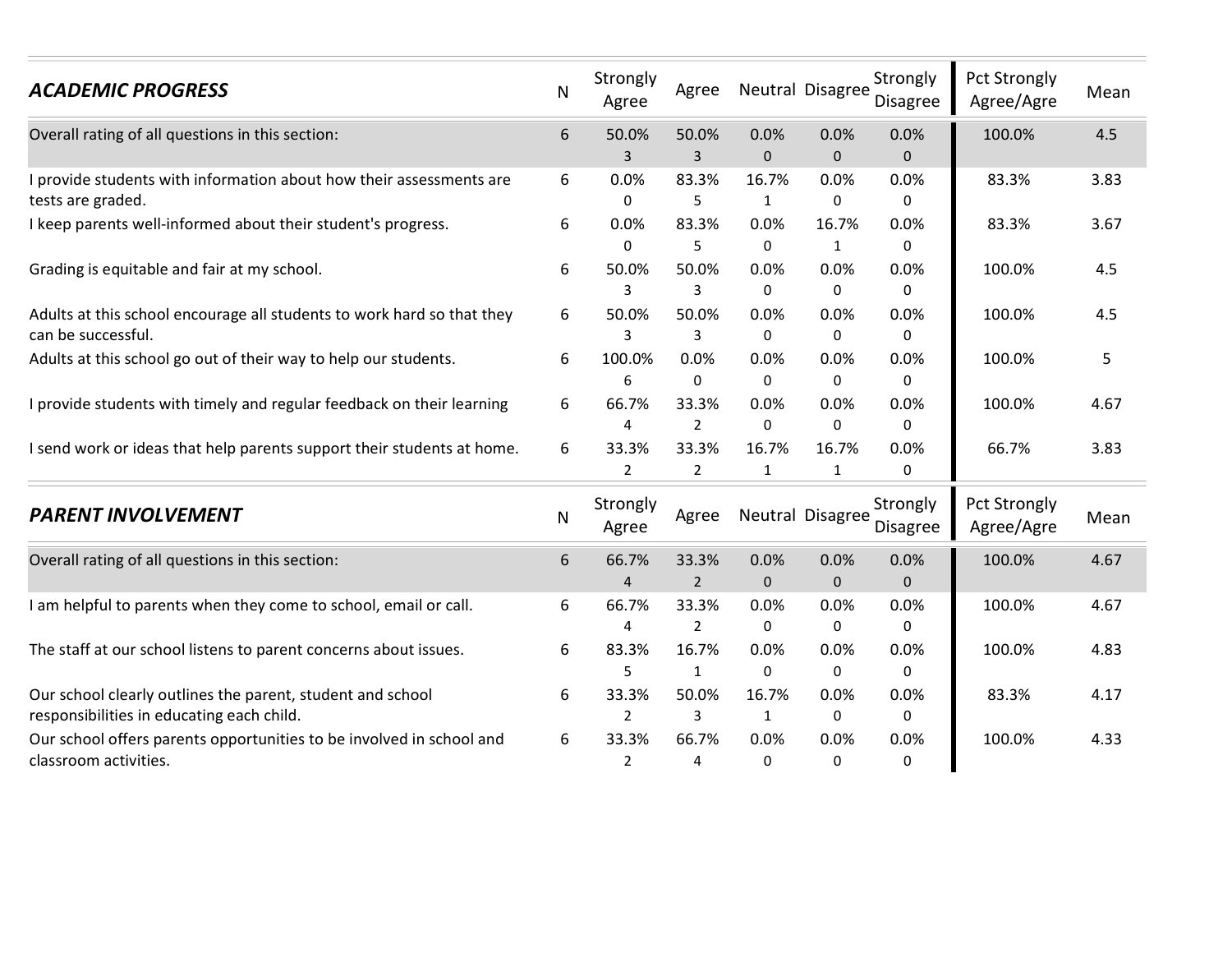| ACADEMIC PROGRESS | N | Strongly Agree | Agree | Neutral | Disagree | Strongly Disagree | Pct Strongly Agree/Agre | Mean |
|---|---|---|---|---|---|---|---|---|
| Overall rating of all questions in this section: | 6 | 50.0% 3 | 50.0% 3 | 0.0% 0 | 0.0% 0 | 0.0% 0 | 100.0% | 4.5 |
| I provide students with information about how their assessments are tests are graded. | 6 | 0.0% 0 | 83.3% 5 | 16.7% 1 | 0.0% 0 | 0.0% 0 | 83.3% | 3.83 |
| I keep parents well-informed about their student's progress. | 6 | 0.0% 0 | 83.3% 5 | 0.0% 0 | 16.7% 1 | 0.0% 0 | 83.3% | 3.67 |
| Grading is equitable and fair at my school. | 6 | 50.0% 3 | 50.0% 3 | 0.0% 0 | 0.0% 0 | 0.0% 0 | 100.0% | 4.5 |
| Adults at this school encourage all students to work hard so that they can be successful. | 6 | 50.0% 3 | 50.0% 3 | 0.0% 0 | 0.0% 0 | 0.0% 0 | 100.0% | 4.5 |
| Adults at this school go out of their way to help our students. | 6 | 100.0% 6 | 0.0% 0 | 0.0% 0 | 0.0% 0 | 0.0% 0 | 100.0% | 5 |
| I provide students with timely and regular feedback on their learning | 6 | 66.7% 4 | 33.3% 2 | 0.0% 0 | 0.0% 0 | 0.0% 0 | 100.0% | 4.67 |
| I send work or ideas that help parents support their students at home. | 6 | 33.3% 2 | 33.3% 2 | 16.7% 1 | 16.7% 1 | 0.0% 0 | 66.7% | 3.83 |

| PARENT INVOLVEMENT | N | Strongly Agree | Agree | Neutral | Disagree | Strongly Disagree | Pct Strongly Agree/Agre | Mean |
|---|---|---|---|---|---|---|---|---|
| Overall rating of all questions in this section: | 6 | 66.7% 4 | 33.3% 2 | 0.0% 0 | 0.0% 0 | 0.0% 0 | 100.0% | 4.67 |
| I am helpful to parents when they come to school, email or call. | 6 | 66.7% 4 | 33.3% 2 | 0.0% 0 | 0.0% 0 | 0.0% 0 | 100.0% | 4.67 |
| The staff at our school listens to parent concerns about issues. | 6 | 83.3% 5 | 16.7% 1 | 0.0% 0 | 0.0% 0 | 0.0% 0 | 100.0% | 4.83 |
| Our school clearly outlines the parent, student and school responsibilities in educating each child. | 6 | 33.3% 2 | 50.0% 3 | 16.7% 1 | 0.0% 0 | 0.0% 0 | 83.3% | 4.17 |
| Our school offers parents opportunities to be involved in school and classroom activities. | 6 | 33.3% 2 | 66.7% 4 | 0.0% 0 | 0.0% 0 | 0.0% 0 | 100.0% | 4.33 |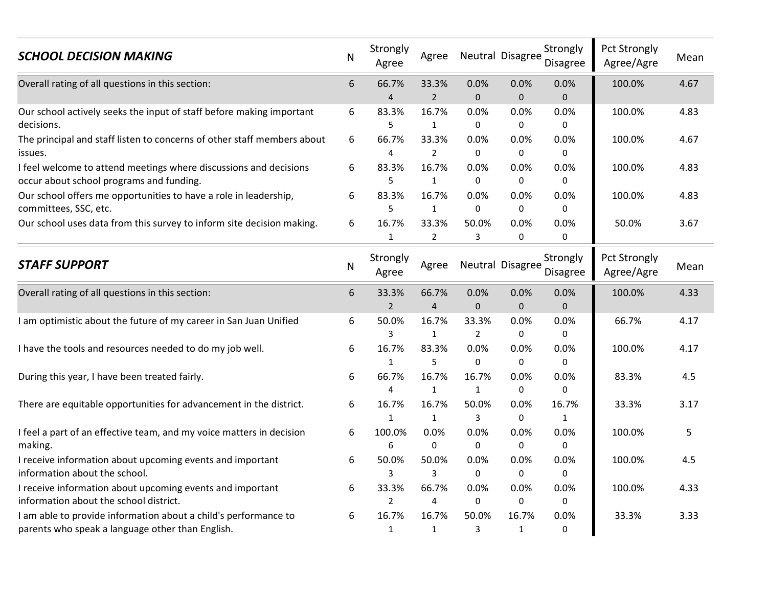| ***SCHOOL DECISION MAKING*** | N | Strongly Agree | Agree | Neutral | Disagree | Strongly Disagree | Pct Strongly Agree/Agre | Mean |
|---|---|---|---|---|---|---|---|---|
| Overall rating of all questions in this section: | 6 | 66.7% 4 | 33.3% 2 | 0.0% 0 | 0.0% 0 | 0.0% 0 | 100.0% | 4.67 |
| Our school actively seeks the input of staff before making important decisions. | 6 | 83.3% 5 | 16.7% 1 | 0.0% 0 | 0.0% 0 | 0.0% 0 | 100.0% | 4.83 |
| The principal and staff listen to concerns of other staff members about issues. | 6 | 66.7% 4 | 33.3% 2 | 0.0% 0 | 0.0% 0 | 0.0% 0 | 100.0% | 4.67 |
| I feel welcome to attend meetings where discussions and decisions occur about school programs and funding. | 6 | 83.3% 5 | 16.7% 1 | 0.0% 0 | 0.0% 0 | 0.0% 0 | 100.0% | 4.83 |
| Our school offers me opportunities to have a role in leadership, committees, SSC, etc. | 6 | 83.3% 5 | 16.7% 1 | 0.0% 0 | 0.0% 0 | 0.0% 0 | 100.0% | 4.83 |
| Our school uses data from this survey to inform site decision making. | 6 | 16.7% 1 | 33.3% 2 | 50.0% 3 | 0.0% 0 | 0.0% 0 | 50.0% | 3.67 |

| ***STAFF SUPPORT*** | N | Strongly Agree | Agree | Neutral | Disagree | Strongly Disagree | Pct Strongly Agree/Agre | Mean |
|---|---|---|---|---|---|---|---|---|
| Overall rating of all questions in this section: | 6 | 33.3% 2 | 66.7% 4 | 0.0% 0 | 0.0% 0 | 0.0% 0 | 100.0% | 4.33 |
| I am optimistic about the future of my career in San Juan Unified | 6 | 50.0% 3 | 16.7% 1 | 33.3% 2 | 0.0% 0 | 0.0% 0 | 66.7% | 4.17 |
| I have the tools and resources needed to do my job well. | 6 | 16.7% 1 | 83.3% 5 | 0.0% 0 | 0.0% 0 | 0.0% 0 | 100.0% | 4.17 |
| During this year, I have been treated fairly. | 6 | 66.7% 4 | 16.7% 1 | 16.7% 1 | 0.0% 0 | 0.0% 0 | 83.3% | 4.5 |
| There are equitable opportunities for advancement in the district. | 6 | 16.7% 1 | 16.7% 1 | 50.0% 3 | 0.0% 0 | 16.7% 1 | 33.3% | 3.17 |
| I feel a part of an effective team, and my voice matters in decision making. | 6 | 100.0% 6 | 0.0% 0 | 0.0% 0 | 0.0% 0 | 0.0% 0 | 100.0% | 5 |
| I receive information about upcoming events and important information about the school. | 6 | 50.0% 3 | 50.0% 3 | 0.0% 0 | 0.0% 0 | 0.0% 0 | 100.0% | 4.5 |
| I receive information about upcoming events and important information about the school district. | 6 | 33.3% 2 | 66.7% 4 | 0.0% 0 | 0.0% 0 | 0.0% 0 | 100.0% | 4.33 |
| I am able to provide information about a child's performance to parents who speak a language other than English. | 6 | 16.7% 1 | 16.7% 1 | 50.0% 3 | 16.7% 1 | 0.0% 0 | 33.3% | 3.33 |